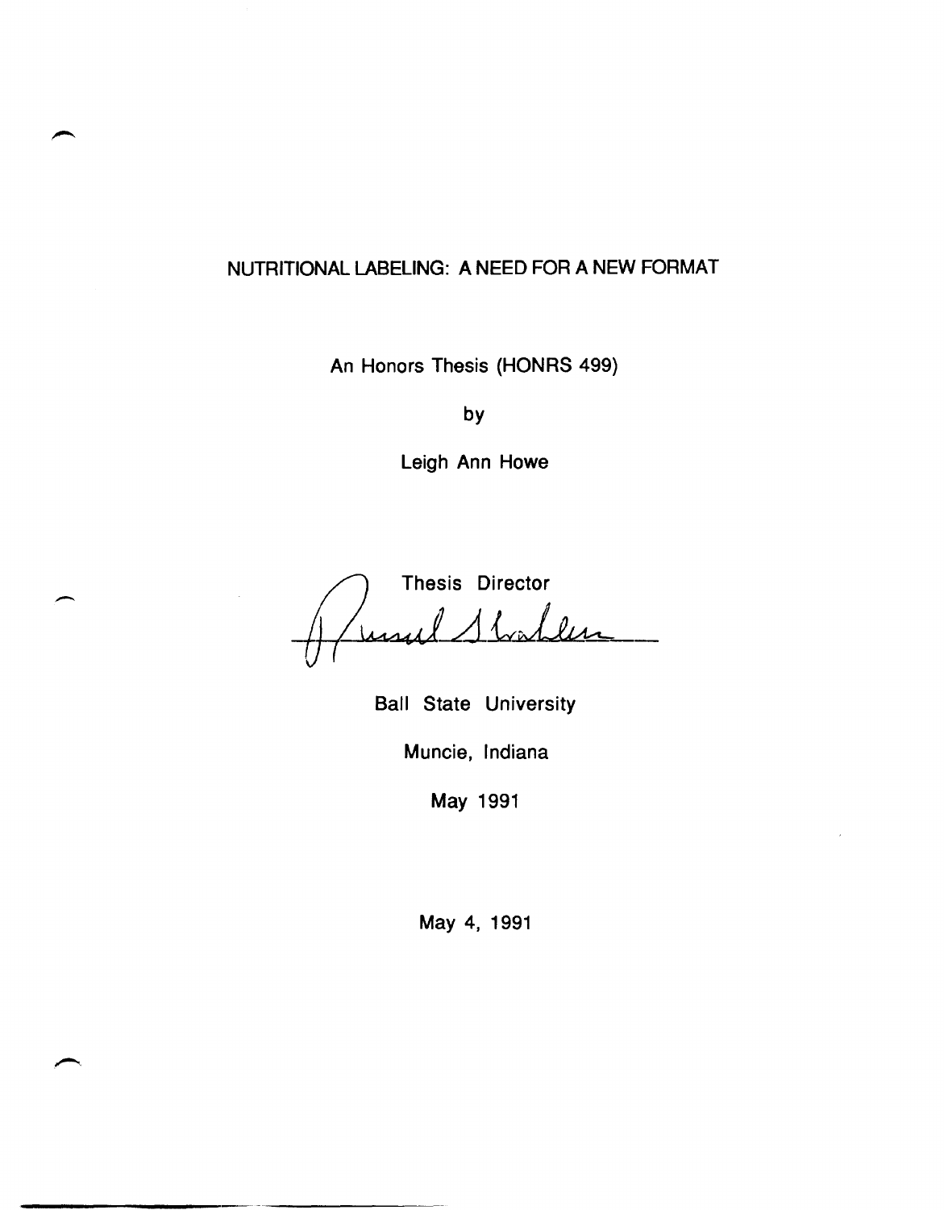# NUTRITIONAL LABELING: A NEED FOR A NEW FORMAT

An Honors Thesis (HONRS 499)

by

Leigh Ann Howe

Thesis Director

Ball State University

Muncie, Indiana

May 1991

May 4, 1991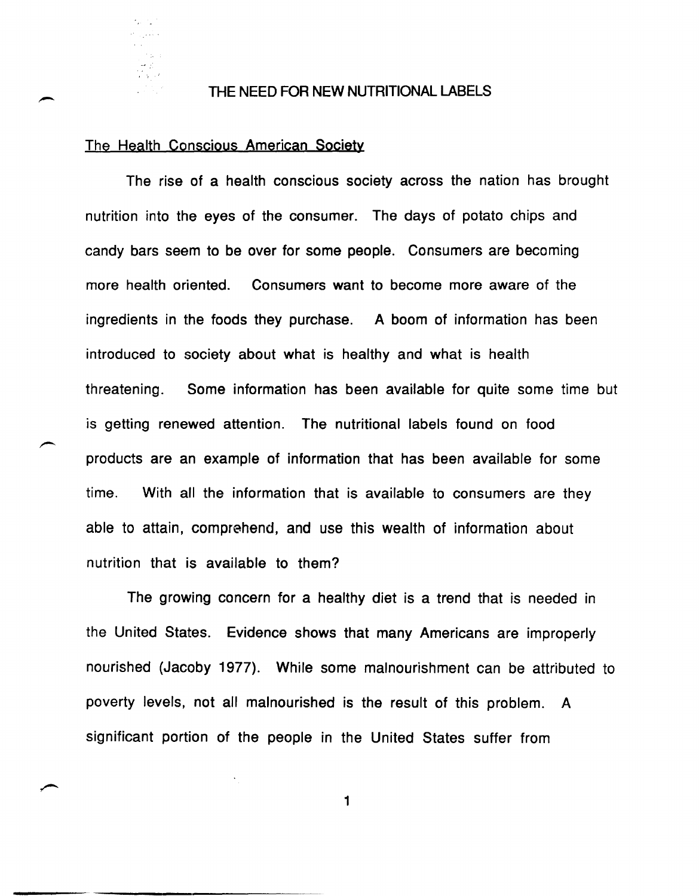# THE NEED FOR NEW NUTRITIONAL LABELS

## The Health Conscious American Society

The rise of a health conscious society across the nation has brought nutrition into the eyes of the consumer. The days of potato chips and candy bars seem to be over for some people. Consumers are becoming more health oriented. Consumers want to become more aware of the ingredients in the foods they purchase. A boom of information has been introduced to society about what is healthy and what is health threatening. Some information has been available for quite some time but is getting renewed attention. The nutritional labels found on food products are an example of information that has been available for some time. With all the information that is available to consumers are they able to attain, comprehend, and use this wealth of information about nutrition that is available to them?

The growing concern for a healthy diet is a trend that is needed in the United States. Evidence shows that many Americans are improperly nourished (Jacoby 1977). While some malnourishment can be attributed to poverty levels, not all malnourished is the result of this problem. A significant portion of the people in the United States suffer from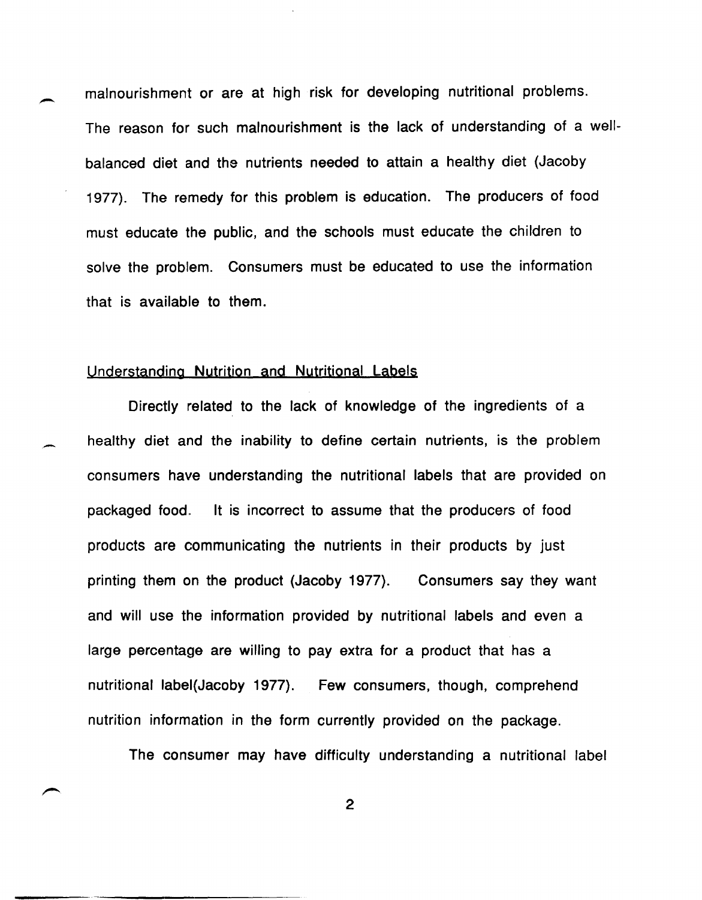malnourishment or are at high risk for developing nutritional problems. The reason for such malnourishment is the lack of understanding of a well-balanced diet and the nutrients needed to attain a healthy diet (Jacoby 1977). The remedy for this problem is education. The producers of food must educate the public, and the schools must educate the children to solve the problem. Consumers must be educated to use the information that is available to them.

## Understanding Nutrition and Nutritional Labels

Directly related to the lack of knowledge of the ingredients of a healthy diet and the inability to define certain nutrients, is the problem consumers have understanding the nutritional labels that are provided on packaged food. It is incorrect to assume that the producers of food products are communicating the nutrients in their products by just printing them on the product (Jacoby 1977). Consumers say they want and will use the information provided by nutritional labels and even a large percentage are willing to pay extra for a product that has a nutritional label(Jacoby 1977). Few consumers, though, comprehend nutrition information in the form currently provided on the package.

The consumer may have difficulty understanding a nutritional label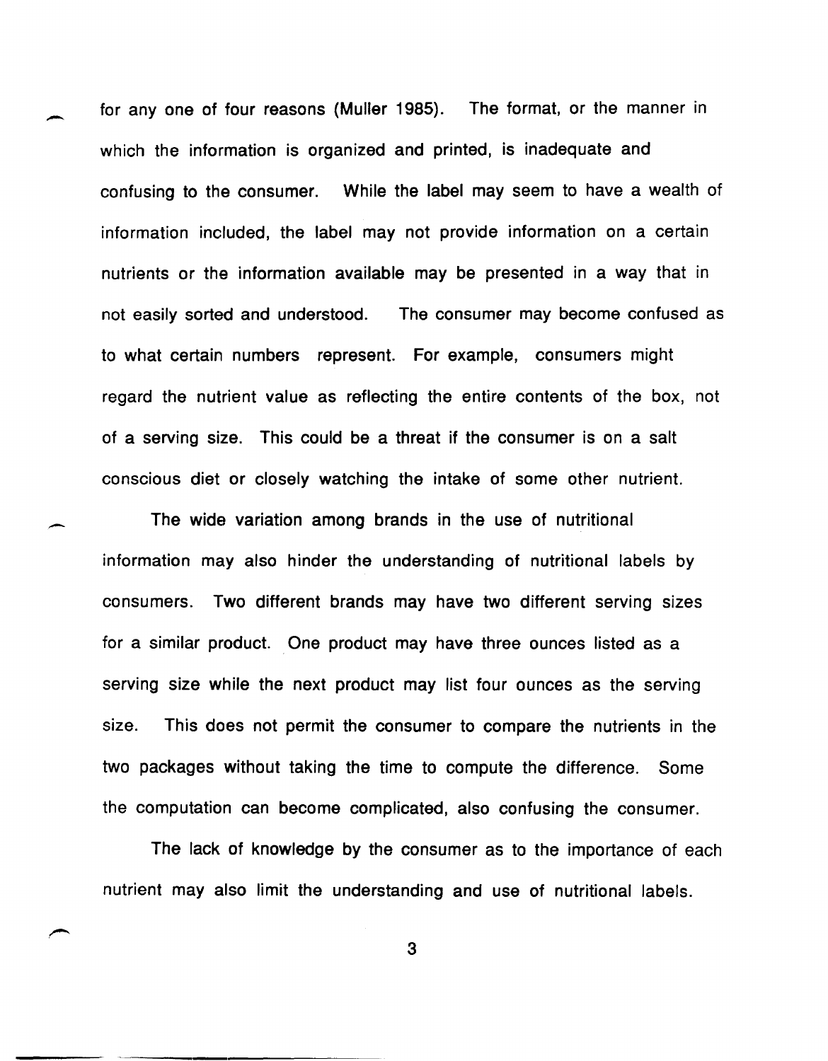for any one of four reasons (Muller 1985). The format, or the manner in which the information is organized and printed, is inadequate and confusing to the consumer. While the label may seem to have a wealth of information included, the label may not provide information on a certain nutrients or the information available may be presented in a way that in not easily sorted and understood. The consumer may become confused as to what certain numbers represent. For example, consumers might regard the nutrient value as reflecting the entire contents of the box, not of a serving size. This could be a threat if the consumer is on a salt conscious diet or closely watching the intake of some other nutrient.

The wide variation among brands in the use of nutritional information may also hinder the understanding of nutritional labels by consumers. Two different brands may have two different serving sizes for a similar product. One product may have three ounces listed as a serving size while the next product may list four ounces as the serving size. This does not permit the consumer to compare the nutrients in the two packages without taking the time to compute the difference. Some the computation can become complicated, also confusing the consumer.

The lack of knowledge by the consumer as to the importance of each nutrient may also limit the understanding and use of nutritional labels.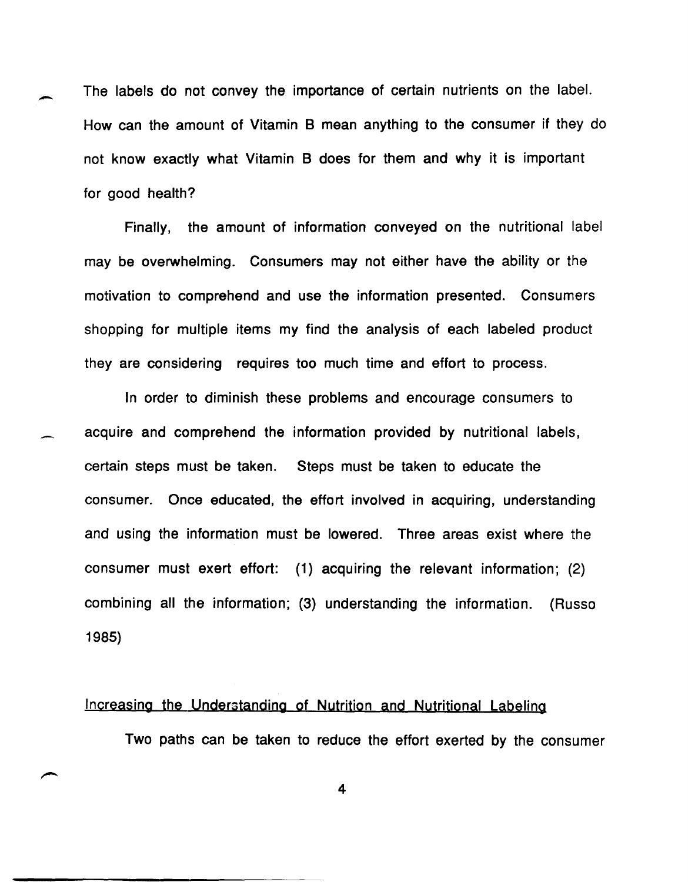The labels do not convey the importance of certain nutrients on the label. How can the amount of Vitamin B mean anything to the consumer if they do not know exactly what Vitamin B does for them and why it is important for good health?

Finally, the amount of information conveyed on the nutritional label may be overwhelming. Consumers may not either have the ability or the motivation to comprehend and use the information presented. Consumers shopping for multiple items my find the analysis of each labeled product they are considering requires too much time and effort to process.

In order to diminish these problems and encourage consumers to acquire and comprehend the information provided by nutritional labels, certain steps must be taken. Steps must be taken to educate the consumer. Once educated, the effort involved in acquiring, understanding and using the information must be lowered. Three areas exist where the consumer must exert effort: (1) acquiring the relevant information; (2) combining all the information; (3) understanding the information. (Russo 1985)

## Increasing the Understanding of Nutrition and Nutritional Labeling

Two paths can be taken to reduce the effort exerted by the consumer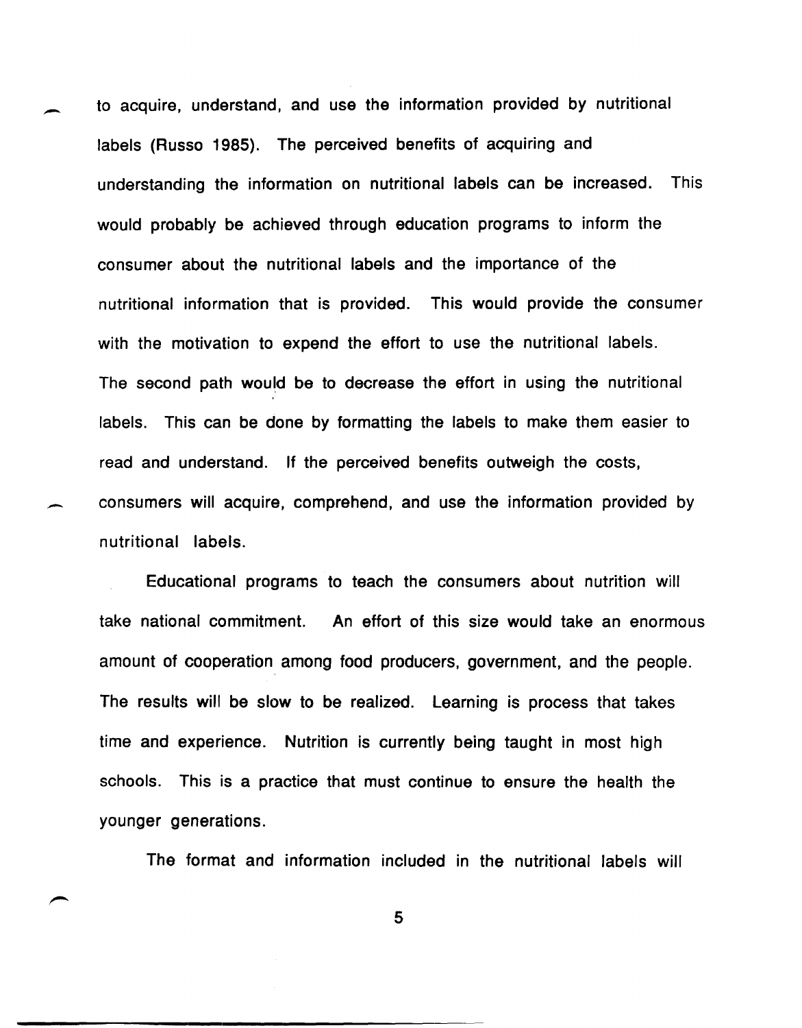to acquire, understand, and use the information provided by nutritional labels (Russo 1985). The perceived benefits of acquiring and understanding the information on nutritional labels can be increased. This would probably be achieved through education programs to inform the consumer about the nutritional labels and the importance of the nutritional information that is provided. This would provide the consumer with the motivation to expend the effort to use the nutritional labels. The second path would be to decrease the effort in using the nutritional labels. This can be done by formatting the labels to make them easier to read and understand. If the perceived benefits outweigh the costs, consumers will acquire, comprehend, and use the information provided by nutritional labels.

Educational programs to teach the consumers about nutrition will take national commitment. An effort of this size would take an enormous amount of cooperation among food producers, government, and the people. The results will be slow to be realized. Learning is process that takes time and experience. Nutrition is currently being taught in most high schools. This is a practice that must continue to ensure the health the younger generations.

The format and information included in the nutritional labels will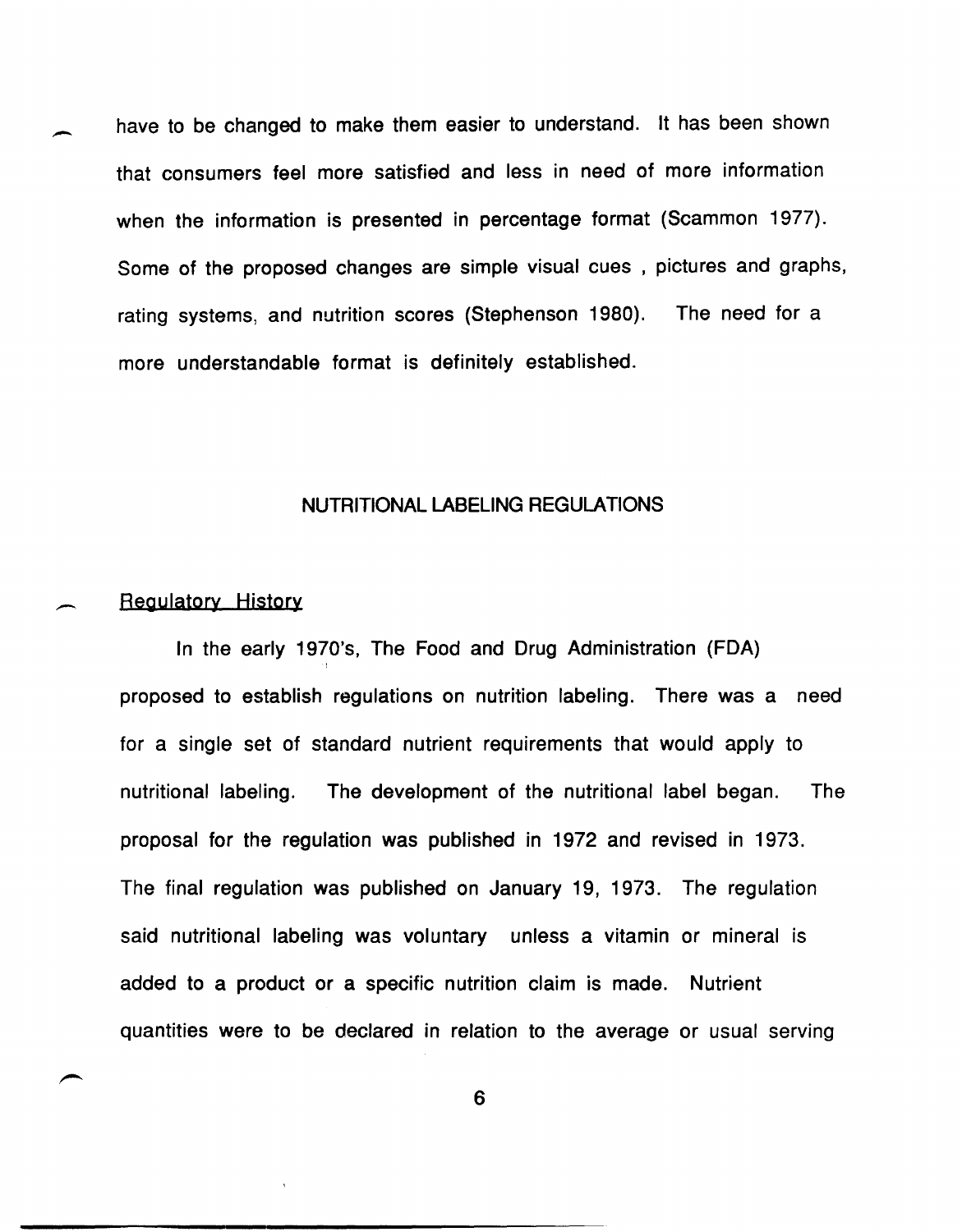have to be changed to make them easier to understand. It has been shown that consumers feel more satisfied and less in need of more information when the information is presented in percentage format (Scammon 1977). Some of the proposed changes are simple visual cues , pictures and graphs, rating systems, and nutrition scores (Stephenson 1980). The need for a more understandable format is definitely established.

## NUTRITIONAL LABELING REGULATIONS

### Regulatory History

In the early 1970's, The Food and Drug Administration (FDA) proposed to establish regulations on nutrition labeling. There was a need for a single set of standard nutrient requirements that would apply to nutritional labeling. The development of the nutritional label began. The proposal for the regulation was published in 1972 and revised in 1973. The final regulation was published on January 19, 1973. The regulation said nutritional labeling was voluntary unless a vitamin or mineral is added to a product or a specific nutrition claim is made. Nutrient quantities were to be declared in relation to the average or usual serving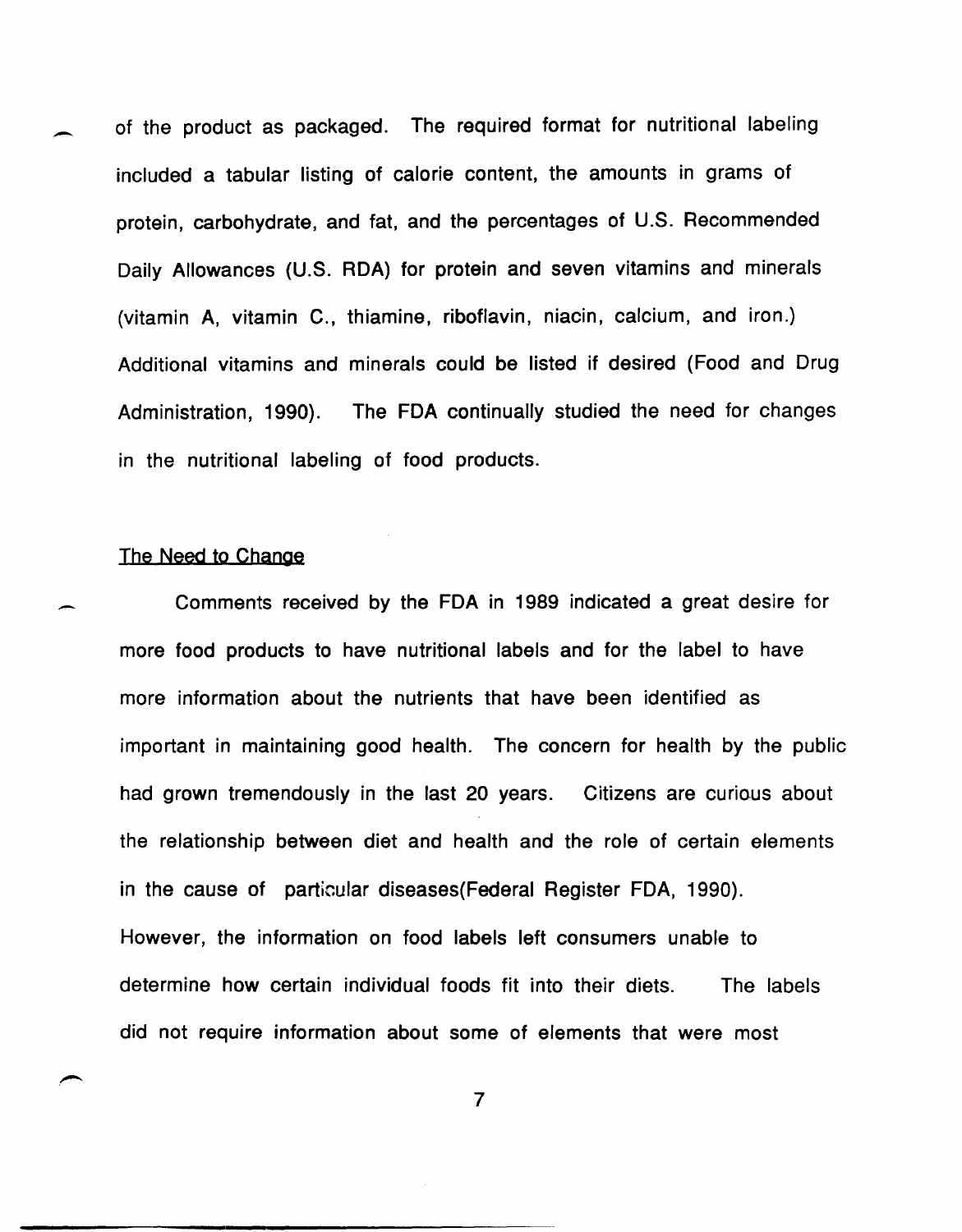of the product as packaged. The required format for nutritional labeling included a tabular listing of calorie content, the amounts in grams of protein, carbohydrate, and fat, and the percentages of U.S. Recommended Daily Allowances (U.S. RDA) for protein and seven vitamins and minerals (vitamin A, vitamin C., thiamine, riboflavin, niacin, calcium, and iron.) Additional vitamins and minerals could be listed if desired (Food and Drug Administration, 1990). The FDA continually studied the need for changes in the nutritional labeling of food products.

## The Need to Change

Comments received by the FDA in 1989 indicated a great desire for more food products to have nutritional labels and for the label to have more information about the nutrients that have been identified as important in maintaining good health. The concern for health by the public had grown tremendously in the last 20 years. Citizens are curious about the relationship between diet and health and the role of certain elements in the cause of particular diseases(Federal Register FDA, 1990). However, the information on food labels left consumers unable to determine how certain individual foods fit into their diets. The labels did not require information about some of elements that were most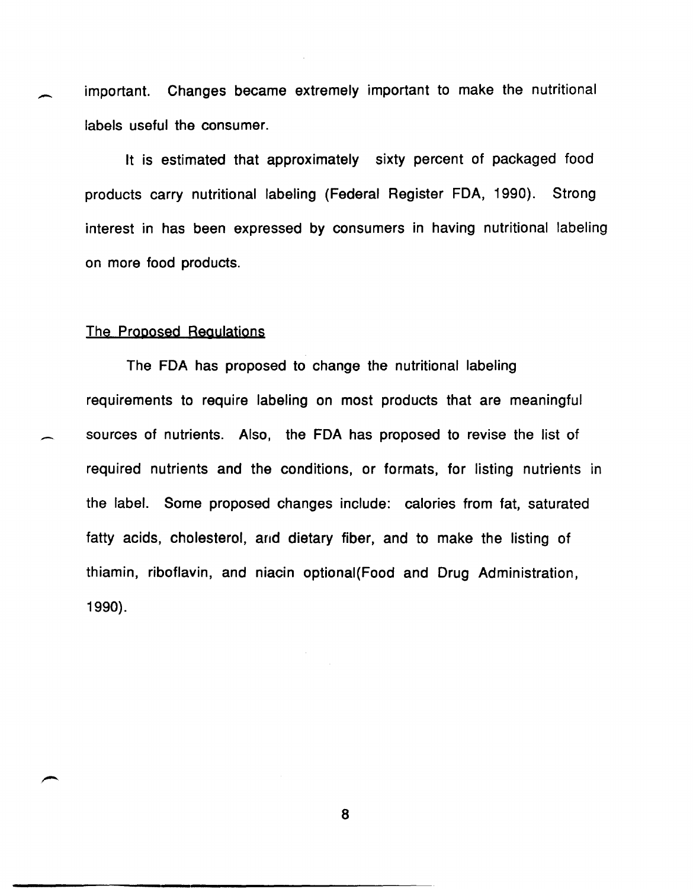important. Changes became extremely important to make the nutritional labels useful the consumer.

It is estimated that approximately sixty percent of packaged food products carry nutritional labeling (Federal Register FDA, 1990). Strong interest in has been expressed by consumers in having nutritional labeling on more food products.

## The Proposed Regulations

The FDA has proposed to change the nutritional labeling requirements to require labeling on most products that are meaningful sources of nutrients. Also, the FDA has proposed to revise the list of required nutrients and the conditions, or formats, for listing nutrients in the label. Some proposed changes include: calories from fat, saturated fatty acids, cholesterol, and dietary fiber, and to make the listing of thiamin, riboflavin, and niacin optional(Food and Drug Administration, 1990).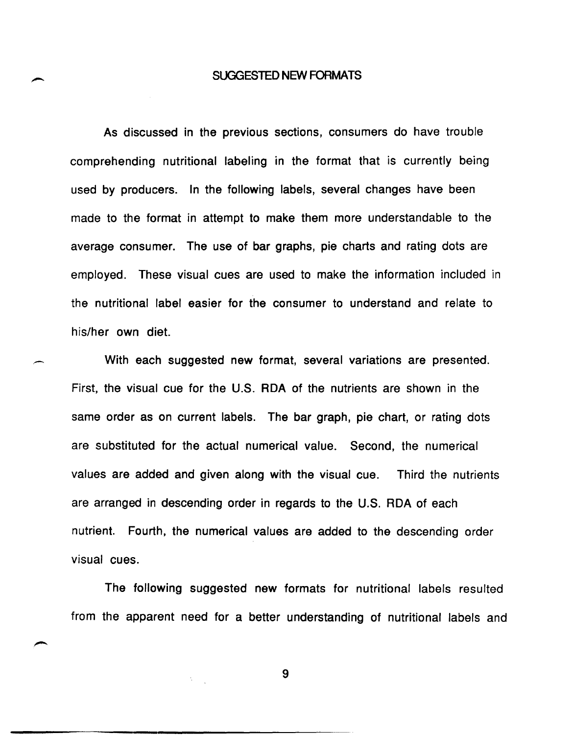# SUGGESTED NEW FORMATS

As discussed in the previous sections, consumers do have trouble comprehending nutritional labeling in the format that is currently being used by producers. In the following labels, several changes have been made to the format in attempt to make them more understandable to the average consumer. The use of bar graphs, pie charts and rating dots are employed. These visual cues are used to make the information included in the nutritional label easier for the consumer to understand and relate to his/her own diet.

With each suggested new format, several variations are presented. First, the visual cue for the U.S. RDA of the nutrients are shown in the same order as on current labels. The bar graph, pie chart, or rating dots are substituted for the actual numerical value. Second, the numerical values are added and given along with the visual cue. Third the nutrients are arranged in descending order in regards to the U.S. RDA of each nutrient. Fourth, the numerical values are added to the descending order visual cues.

The following suggested new formats for nutritional labels resulted from the apparent need for a better understanding of nutritional labels and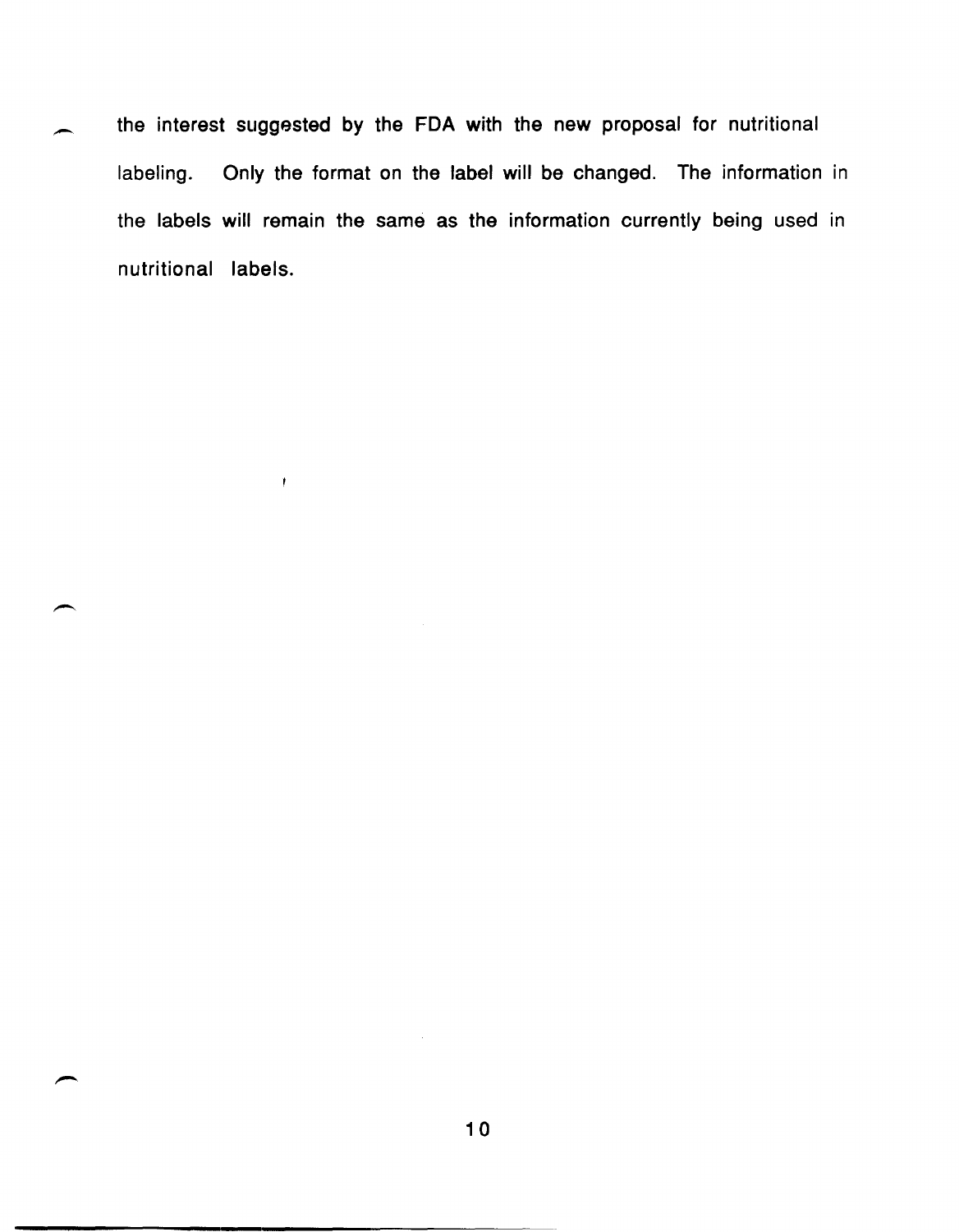the interest suggested by the FDA with the new proposal for nutritional labeling. Only the format on the label will be changed. The information in the labels will remain the same as the information currently being used in nutritional labels.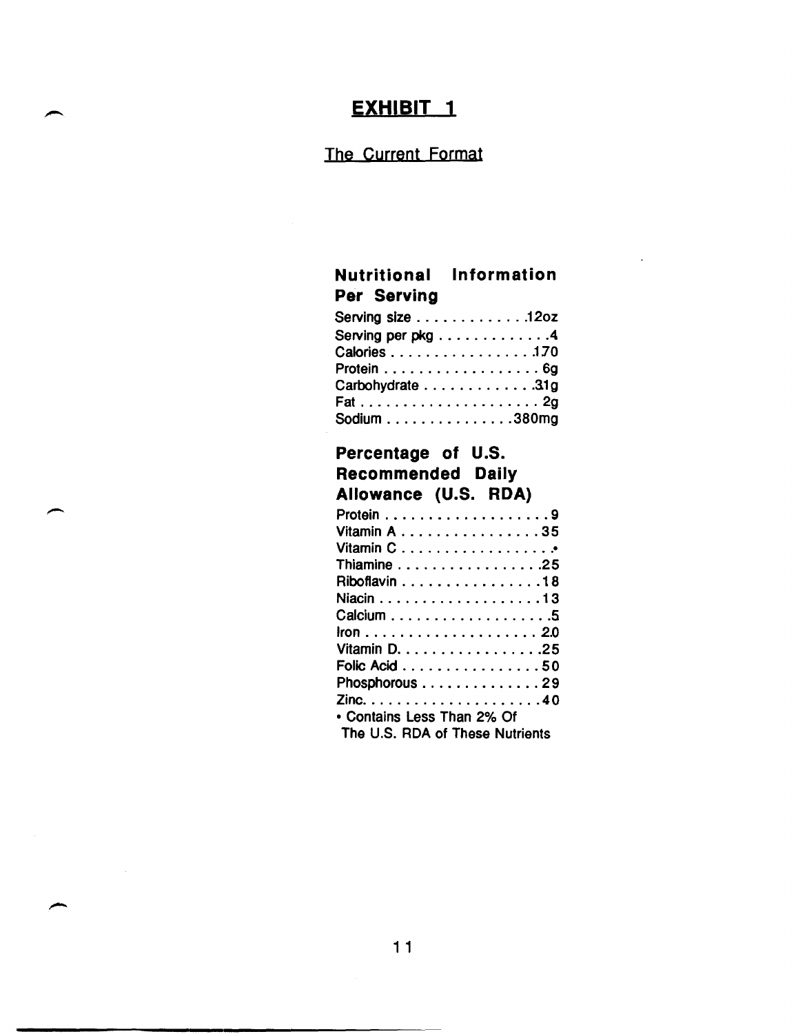## EXHIBIT 1

The Current Format

### Nutritional Information Per Serving

| | |
|---|---|
| Serving size | 12oz |
| Serving per pkg | 4 |
| Calories | 170 |
| Protein | 6g |
| Carbohydrate | 31g |
| Fat | 2g |
| Sodium | 380mg |

### Percentage of U.S. Recommended Daily Allowance (U.S. RDA)

| | |
|---|---|
| Protein | 9 |
| Vitamin A | 35 |
| Vitamin C | • |
| Thiamine | 25 |
| Riboflavin | 18 |
| Niacin | 13 |
| Calcium | 5 |
| Iron | 20 |
| Vitamin D. | 25 |
| Folic Acid | 50 |
| Phosphorous | 29 |
| Zinc. | 40 |

• Contains Less Than 2% Of The U.S. RDA of These Nutrients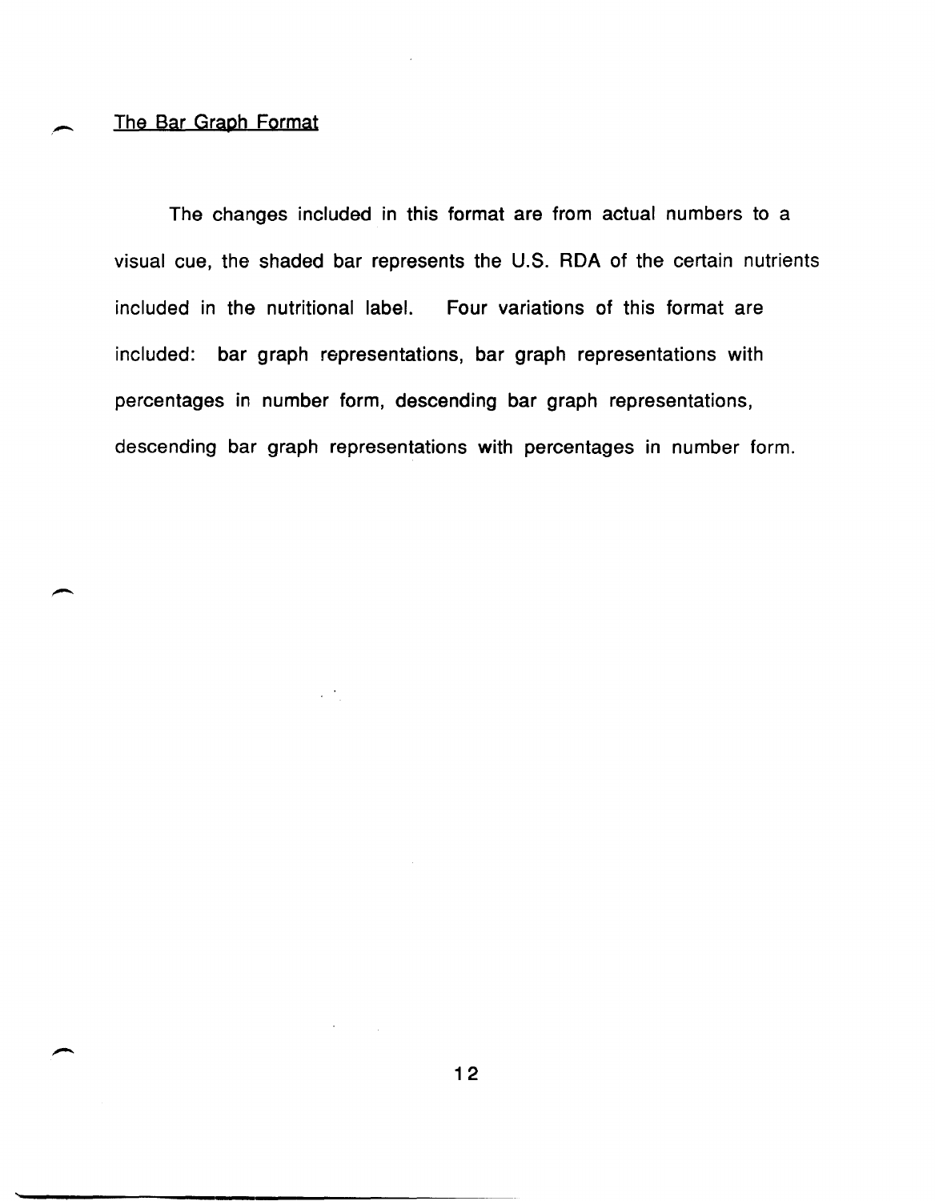The Bar Graph Format

The changes included in this format are from actual numbers to a visual cue, the shaded bar represents the U.S. RDA of the certain nutrients included in the nutritional label. Four variations of this format are included: bar graph representations, bar graph representations with percentages in number form, descending bar graph representations, descending bar graph representations with percentages in number form.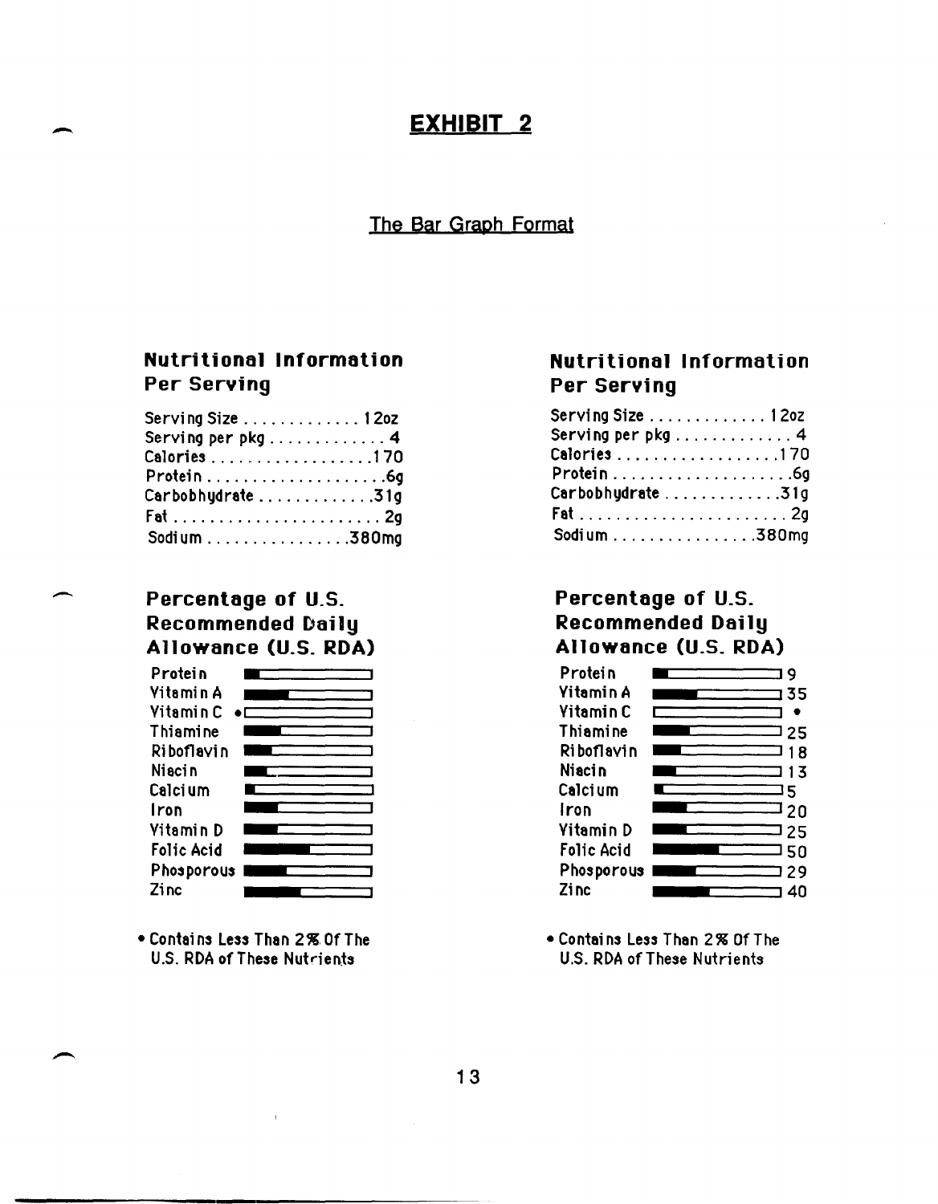# EXHIBIT 2

## The Bar Graph Format

### Nutritional Information Per Serving

| | |
|---|---|
| Serving Size | 12oz |
| Serving per pkg | 4 |
| Calories | 170 |
| Protein | 6g |
| Carbobhydrate | 31g |
| Fat | 2g |
| Sodium | 380mg |

### Percentage of U.S. Recommended Daily Allowance (U.S. RDA)

Protein
Vitamin A
Vitamin C •
Thiamine
Riboflavin
Niacin
Calcium
Iron
Vitamin D
Folic Acid
Phosporous
Zinc

• Contains Less Than 2% Of The U.S. RDA of These Nutrients

### Nutritional Information Per Serving

| | |
|---|---|
| Serving Size | 12oz |
| Serving per pkg | 4 |
| Calories | 170 |
| Protein | 6g |
| Carbobhydrate | 31g |
| Fat | 2g |
| Sodium | 380mg |

### Percentage of U.S. Recommended Daily Allowance (U.S. RDA)

| | |
|---|---|
| Protein | 9 |
| Vitamin A | 35 |
| Vitamin C | • |
| Thiamine | 25 |
| Riboflavin | 18 |
| Niacin | 13 |
| Calcium | 5 |
| Iron | 20 |
| Vitamin D | 25 |
| Folic Acid | 50 |
| Phosporous | 29 |
| Zinc | 40 |

• Contains Less Than 2% Of The U.S. RDA of These Nutrients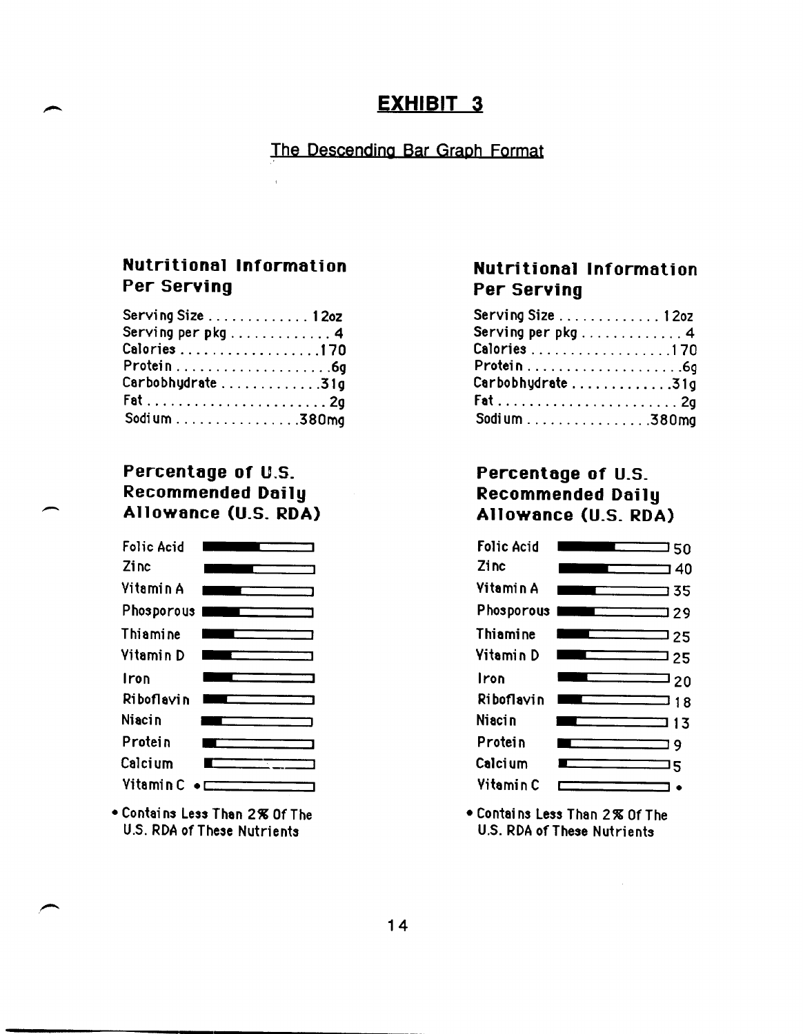# EXHIBIT 3

## The Descending Bar Graph Format

### Nutritional Information Per Serving

Serving Size . . . . . . . . . . . . . 12oz
Serving per pkg . . . . . . . . . . . . 4
Calories . . . . . . . . . . . . . . . . . 170
Protein . . . . . . . . . . . . . . . . . . . 6g
Carbobhydrate . . . . . . . . . . . . 31g
Fat . . . . . . . . . . . . . . . . . . . . . . 2g
Sodium . . . . . . . . . . . . . . . 380mg

### Percentage of U.S. Recommended Daily Allowance (U.S. RDA)

| Nutrient |
|---|
| Folic Acid |
| Zinc |
| Vitamin A |
| Phosporous |
| Thiamine |
| Vitamin D |
| Iron |
| Riboflavin |
| Niacin |
| Protein |
| Calcium |
| Vitamin C • |

• Contains Less Than 2% Of The U.S. RDA of These Nutrients

### Nutritional Information Per Serving

Serving Size . . . . . . . . . . . . . 12oz
Serving per pkg . . . . . . . . . . . . 4
Calories . . . . . . . . . . . . . . . . . 170
Protein . . . . . . . . . . . . . . . . . . . 6g
Carbobhydrate . . . . . . . . . . . . 31g
Fat . . . . . . . . . . . . . . . . . . . . . . 2g
Sodium . . . . . . . . . . . . . . . 380mg

### Percentage of U.S. Recommended Daily Allowance (U.S. RDA)

| Nutrient | % |
|---|---|
| Folic Acid | 50 |
| Zinc | 40 |
| Vitamin A | 35 |
| Phosporous | 29 |
| Thiamine | 25 |
| Vitamin D | 25 |
| Iron | 20 |
| Riboflavin | 18 |
| Niacin | 13 |
| Protein | 9 |
| Calcium | 5 |
| Vitamin C | • |

• Contains Less Than 2% Of The U.S. RDA of These Nutrients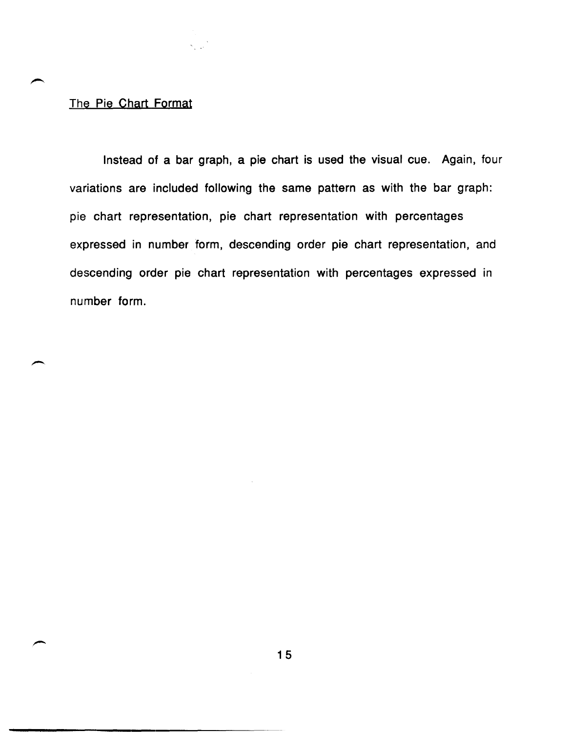## The Pie Chart Format

Instead of a bar graph, a pie chart is used the visual cue. Again, four variations are included following the same pattern as with the bar graph: pie chart representation, pie chart representation with percentages expressed in number form, descending order pie chart representation, and descending order pie chart representation with percentages expressed in number form.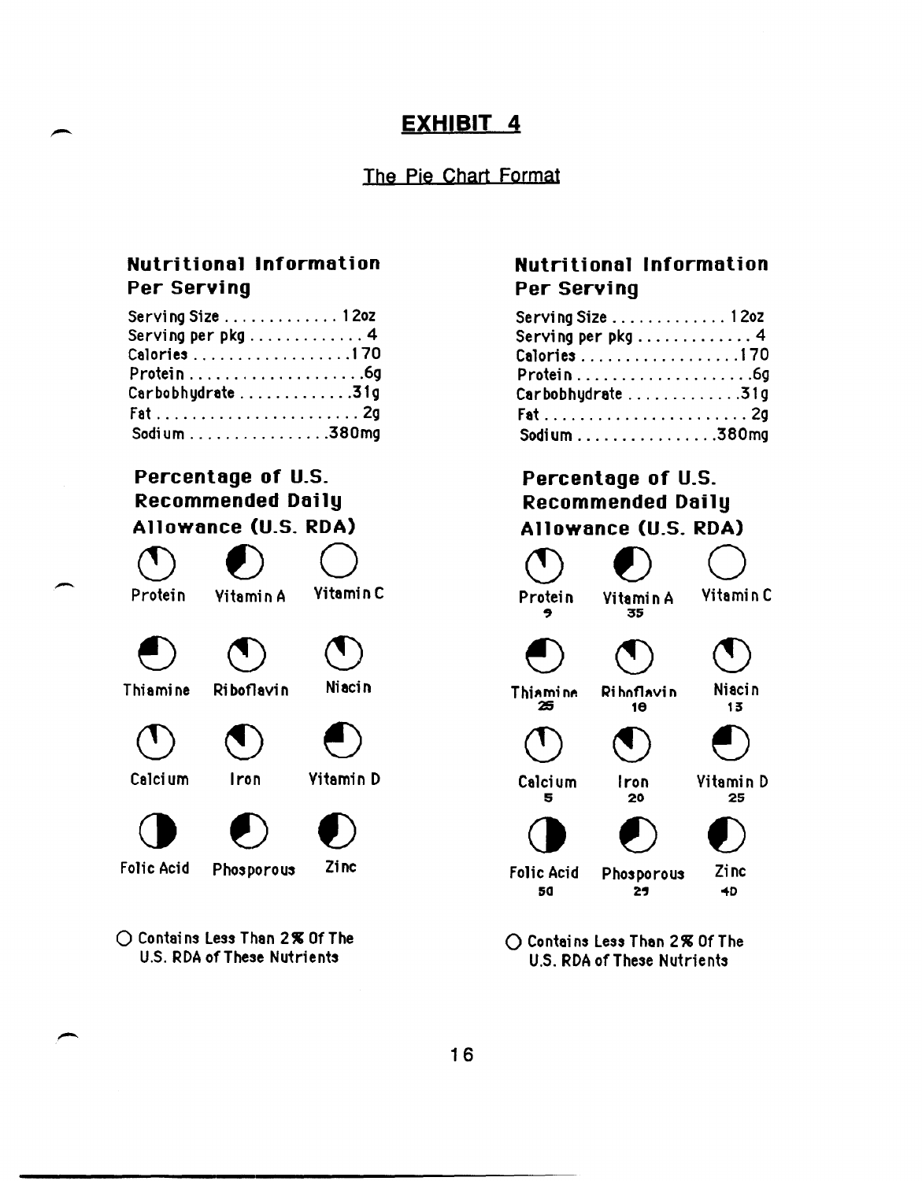## EXHIBIT 4

The Pie Chart Format

### Nutritional Information Per Serving

Serving Size . . . . . . . . . . . . . 12oz
Serving per pkg . . . . . . . . . . . . 4
Calories . . . . . . . . . . . . . . . . . 170
Protein . . . . . . . . . . . . . . . . . . .6g
Carbobhydrate . . . . . . . . . . . . .31g
Fat . . . . . . . . . . . . . . . . . . . . . . 2g
Sodium . . . . . . . . . . . . . . . .380mg

### Percentage of U.S. Recommended Daily Allowance (U.S. RDA)

| Protein | Vitamin A | Vitamin C |
|---|---|---|
| Thiamine | Riboflavin | Niacin |
| Calcium | Iron | Vitamin D |
| Folic Acid | Phosporous | Zinc |

○ Contains Less Than 2% Of The U.S. RDA of These Nutrients

### Nutritional Information Per Serving

Serving Size . . . . . . . . . . . . . 12oz
Serving per pkg . . . . . . . . . . . . 4
Calories . . . . . . . . . . . . . . . . . 170
Protein . . . . . . . . . . . . . . . . . . .6g
Carbobhydrate . . . . . . . . . . . . .31g
Fat . . . . . . . . . . . . . . . . . . . . . . 2g
Sodium . . . . . . . . . . . . . . . .380mg

### Percentage of U.S. Recommended Daily Allowance (U.S. RDA)

| Protein 9 | Vitamin A 35 | Vitamin C |
|---|---|---|
| Thiamine 25 | Riboflavin 10 | Niacin 13 |
| Calcium 5 | Iron 20 | Vitamin D 25 |
| Folic Acid 50 | Phosporous 29 | Zinc 40 |

○ Contains Less Than 2% Of The U.S. RDA of These Nutrients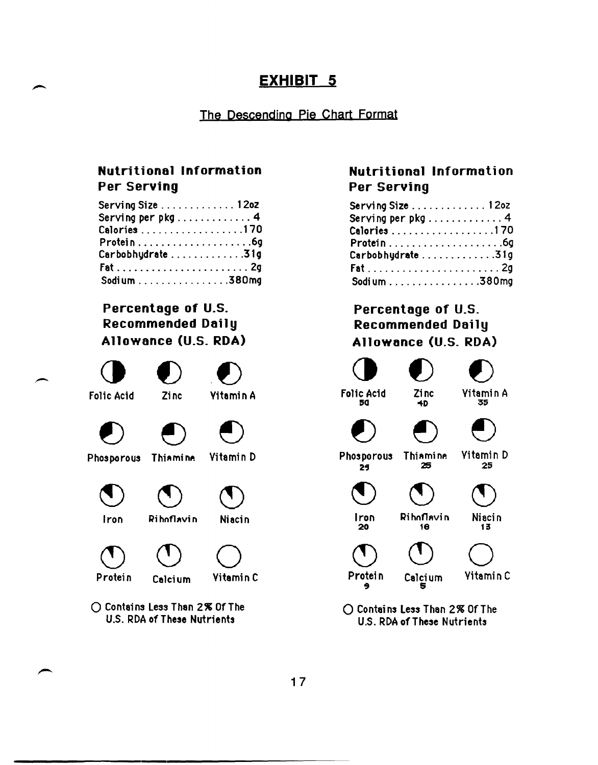# EXHIBIT 5

## The Descending Pie Chart Format

### Nutritional Information Per Serving

| | |
|---|---|
| Serving Size | 12oz |
| Serving per pkg | 4 |
| Calories | 170 |
| Protein | 6g |
| Carbobhydrate | 31g |
| Fat | 2g |
| Sodium | 380mg |

### Percentage of U.S. Recommended Daily Allowance (U.S. RDA)

Folic Acid · Zinc · Vitamin A

Phosporous · Thiamine · Vitamin D

Iron · Ribnflavin · Niacin

Protein · Calcium · Vitamin C

○ Contains Less Than 2% Of The U.S. RDA of These Nutrients

### Nutritional Information Per Serving

| | |
|---|---|
| Serving Size | 12oz |
| Serving per pkg | 4 |
| Calories | 170 |
| Protein | 6g |
| Carbobhydrate | 31g |
| Fat | 2g |
| Sodium | 380mg |

### Percentage of U.S. Recommended Daily Allowance (U.S. RDA)

| Nutrient | % U.S. RDA |
|---|---|
| Folic Acid | 50 |
| Zinc | 40 |
| Vitamin A | 35 |
| Phosporous | 29 |
| Thiamine | 25 |
| Vitamin D | 25 |
| Iron | 20 |
| Ribnflavin | 18 |
| Niacin | 13 |
| Protein | 9 |
| Calcium | 5 |
| Vitamin C | |

○ Contains Less Than 2% Of The U.S. RDA of These Nutrients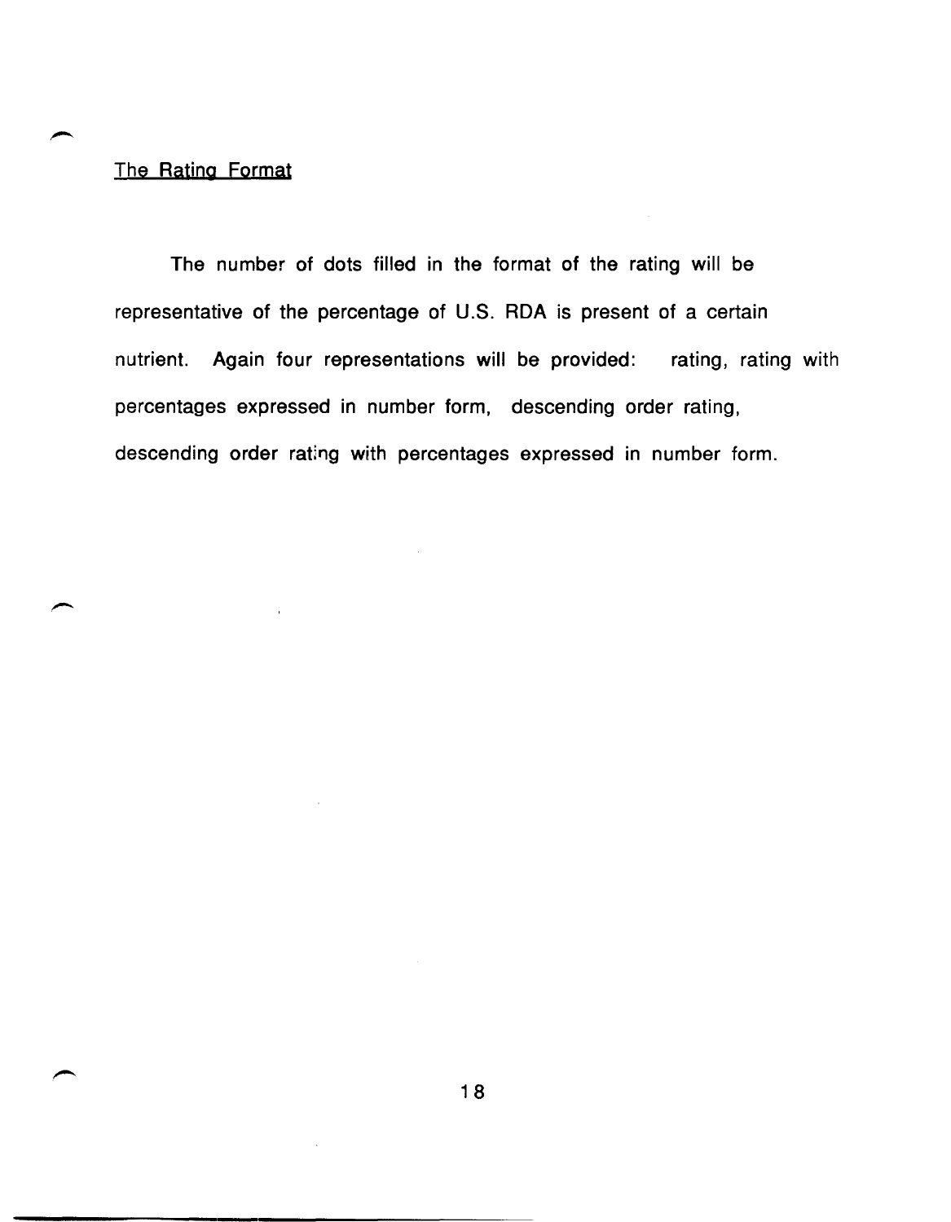## The Rating Format

The number of dots filled in the format of the rating will be representative of the percentage of U.S. RDA is present of a certain nutrient. Again four representations will be provided: rating, rating with percentages expressed in number form, descending order rating, descending order rating with percentages expressed in number form.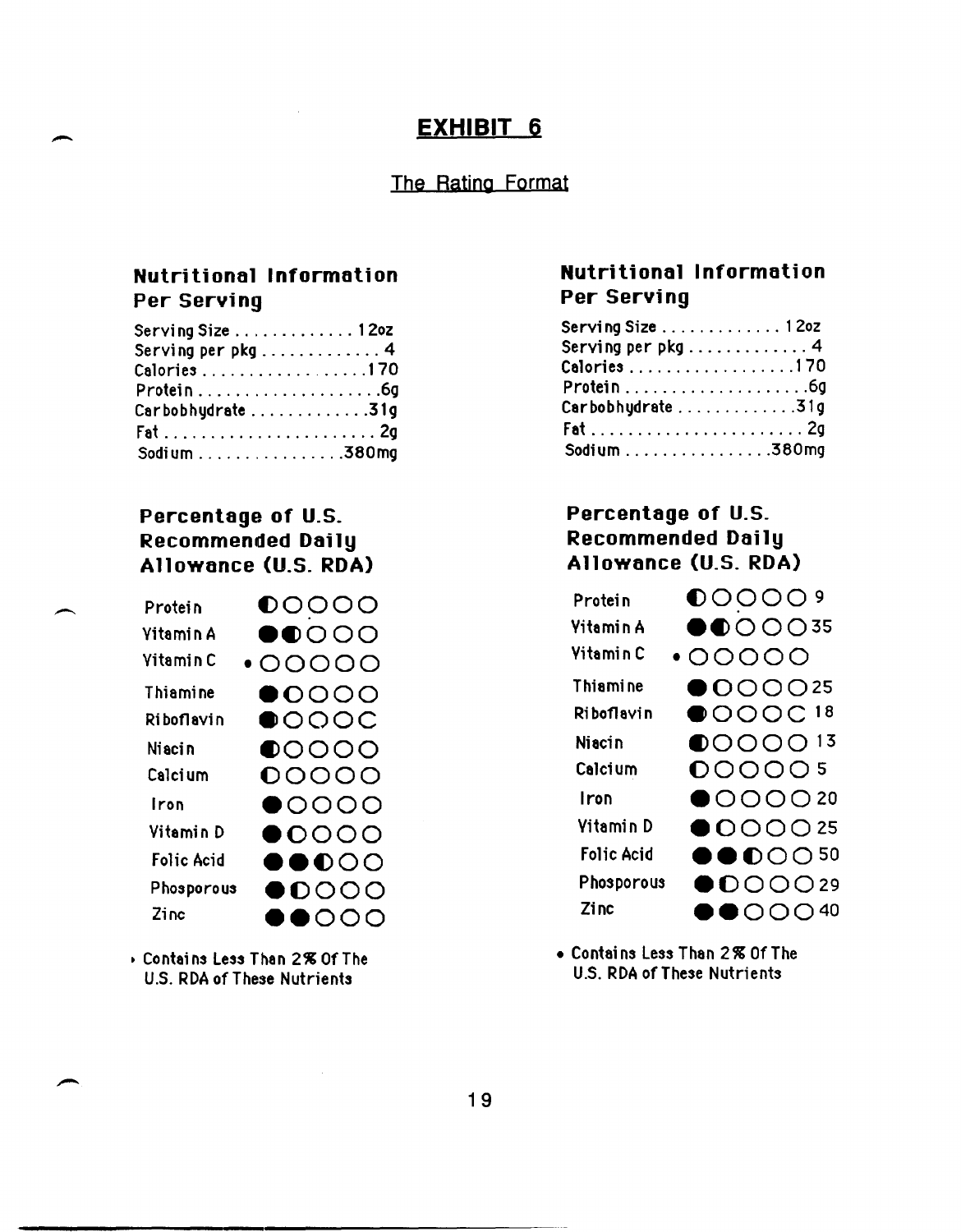# EXHIBIT 6

## The Rating Format

### Nutritional Information Per Serving

| | |
|---|---|
| Serving Size | 12oz |
| Serving per pkg | 4 |
| Calories | 170 |
| Protein | 6g |
| Carbobhydrate | 31g |
| Fat | 2g |
| Sodium | 380mg |

### Percentage of U.S. Recommended Daily Allowance (U.S. RDA)

| Nutrient | Rating |
|---|---|
| Protein | ◐○○○○ |
| Vitamin A | ●◐○○○ |
| Vitamin C | • ○○○○○ |
| Thiamine | ●○○○○ |
| Riboflavin | ◐○○○○ |
| Niacin | ◐○○○○ |
| Calcium | ◐○○○○ |
| Iron | ●○○○○ |
| Vitamin D | ●○○○○ |
| Folic Acid | ●●◐○○ |
| Phosporous | ●◐○○○ |
| Zinc | ●●○○○ |

• Contains Less Than 2% Of The U.S. RDA of These Nutrients

### Nutritional Information Per Serving

| | |
|---|---|
| Serving Size | 12oz |
| Serving per pkg | 4 |
| Calories | 170 |
| Protein | 6g |
| Carbobhydrate | 31g |
| Fat | 2g |
| Sodium | 380mg |

### Percentage of U.S. Recommended Daily Allowance (U.S. RDA)

| Nutrient | Rating | % |
|---|---|---|
| Protein | ◐○○○○ | 9 |
| Vitamin A | ●◐○○○ | 35 |
| Vitamin C | • ○○○○○ | |
| Thiamine | ●○○○○ | 25 |
| Riboflavin | ◐○○○○ | 18 |
| Niacin | ◐○○○○ | 13 |
| Calcium | ◐○○○○ | 5 |
| Iron | ●○○○○ | 20 |
| Vitamin D | ●○○○○ | 25 |
| Folic Acid | ●●◐○○ | 50 |
| Phosporous | ●◐○○○ | 29 |
| Zinc | ●●○○○ | 40 |

• Contains Less Than 2% Of The U.S. RDA of These Nutrients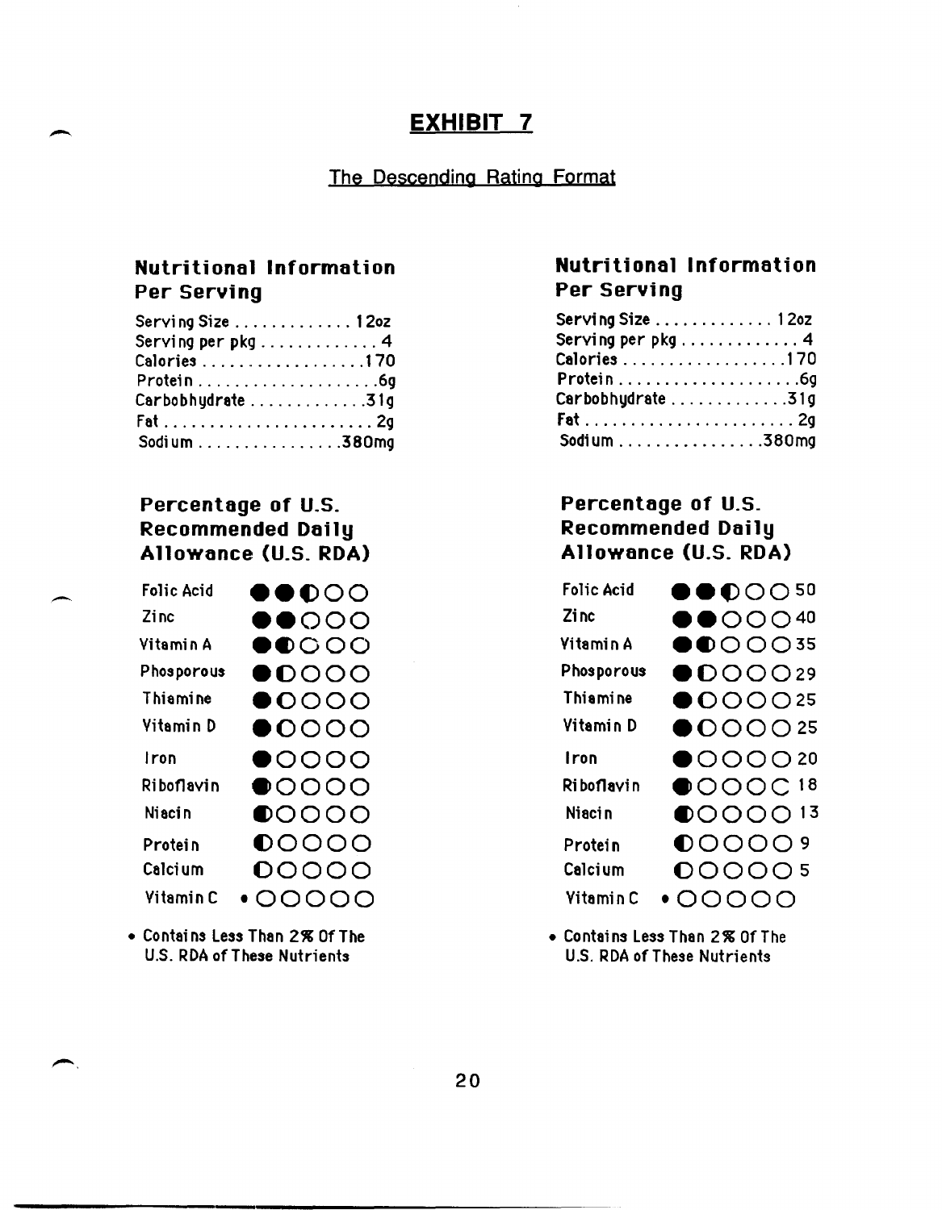## EXHIBIT 7

The Descending Rating Format

### Nutritional Information Per Serving

| | |
|---|---|
| Serving Size | 12oz |
| Serving per pkg | 4 |
| Calories | 170 |
| Protein | 6g |
| Carbobhydrate | 31g |
| Fat | 2g |
| Sodium | 380mg |

### Percentage of U.S. Recommended Daily Allowance (U.S. RDA)

| Nutrient | Rating |
|---|---|
| Folic Acid | ●●◐○○ |
| Zinc | ●●○○○ |
| Vitamin A | ●◐○○○ |
| Phosporous | ●◐○○○ |
| Thiamine | ●◐○○○ |
| Vitamin D | ●◐○○○ |
| Iron | ●○○○○ |
| Riboflavin | ◐○○○○ |
| Niacin | ◐○○○○ |
| Protein | ◐○○○○ |
| Calcium | ◐○○○○ |
| Vitamin C | • ○○○○○ |

• Contains Less Than 2% Of The U.S. RDA of These Nutrients

### Nutritional Information Per Serving

| | |
|---|---|
| Serving Size | 12oz |
| Serving per pkg | 4 |
| Calories | 170 |
| Protein | 6g |
| Carbobhydrate | 31g |
| Fat | 2g |
| Sodium | 380mg |

### Percentage of U.S. Recommended Daily Allowance (U.S. RDA)

| Nutrient | Rating | % |
|---|---|---|
| Folic Acid | ●●◐○○ | 50 |
| Zinc | ●●○○○ | 40 |
| Vitamin A | ●◐○○○ | 35 |
| Phosporous | ●◐○○○ | 29 |
| Thiamine | ●◐○○○ | 25 |
| Vitamin D | ●◐○○○ | 25 |
| Iron | ●○○○○ | 20 |
| Riboflavin | ◐○○○○ | 18 |
| Niacin | ◐○○○○ | 13 |
| Protein | ◐○○○○ | 9 |
| Calcium | ◐○○○○ | 5 |
| Vitamin C | • ○○○○○ | |

• Contains Less Than 2% Of The U.S. RDA of These Nutrients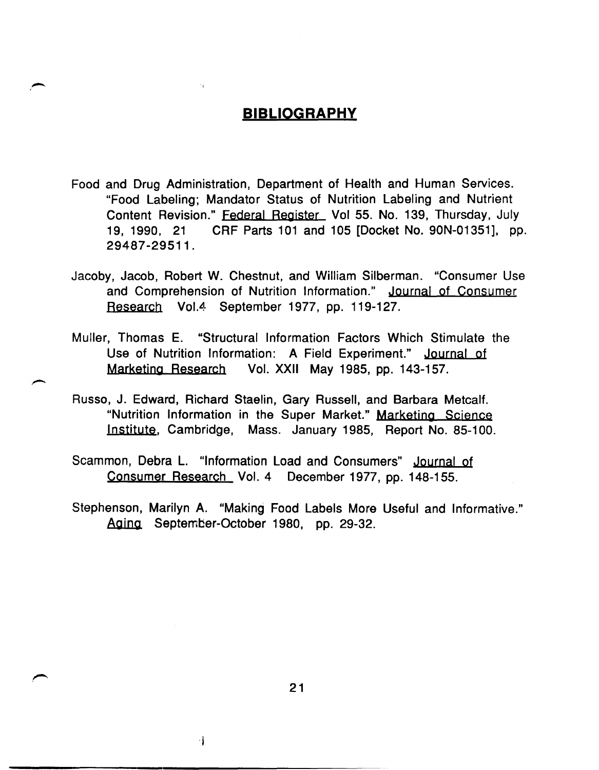# BIBLIOGRAPHY

Food and Drug Administration, Department of Health and Human Services. "Food Labeling; Mandator Status of Nutrition Labeling and Nutrient Content Revision." Federal Register Vol 55. No. 139, Thursday, July 19, 1990, 21 CRF Parts 101 and 105 [Docket No. 90N-01351], pp. 29487-29511.

Jacoby, Jacob, Robert W. Chestnut, and William Silberman. "Consumer Use and Comprehension of Nutrition Information." Journal of Consumer Research Vol.4 September 1977, pp. 119-127.

Muller, Thomas E. "Structural Information Factors Which Stimulate the Use of Nutrition Information: A Field Experiment." Journal of Marketing Research Vol. XXII May 1985, pp. 143-157.

Russo, J. Edward, Richard Staelin, Gary Russell, and Barbara Metcalf. "Nutrition Information in the Super Market." Marketing Science Institute, Cambridge, Mass. January 1985, Report No. 85-100.

Scammon, Debra L. "Information Load and Consumers" Journal of Consumer Research Vol. 4 December 1977, pp. 148-155.

Stephenson, Marilyn A. "Making Food Labels More Useful and Informative." Aging September-October 1980, pp. 29-32.